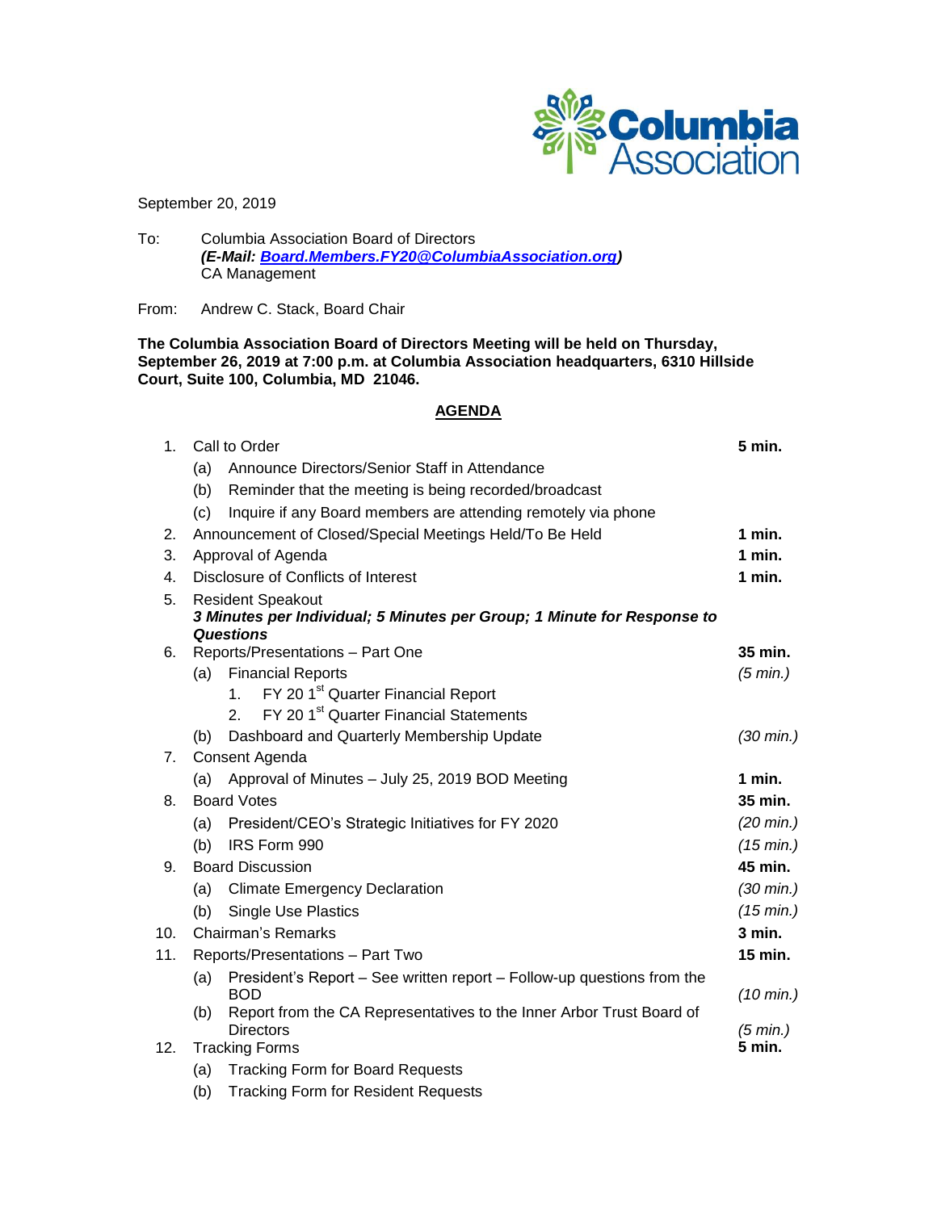Columbia Association

September 20, 2019

To: Columbia Association Board of Directors
***(E-Mail: Board.Members.FY20@ColumbiaAssociation.org)***
CA Management

From: Andrew C. Stack, Board Chair

**The Columbia Association Board of Directors Meeting will be held on Thursday, September 26, 2019 at 7:00 p.m. at Columbia Association headquarters, 6310 Hillside Court, Suite 100, Columbia, MD 21046.**

## AGENDA

| | | Time |
|---|---|---|
| 1. | Call to Order | **5 min.** |
| | (a) Announce Directors/Senior Staff in Attendance | |
| | (b) Reminder that the meeting is being recorded/broadcast | |
| | (c) Inquire if any Board members are attending remotely via phone | |
| 2. | Announcement of Closed/Special Meetings Held/To Be Held | **1 min.** |
| 3. | Approval of Agenda | **1 min.** |
| 4. | Disclosure of Conflicts of Interest | **1 min.** |
| 5. | Resident Speakout<br>***3 Minutes per Individual; 5 Minutes per Group; 1 Minute for Response to Questions*** | |
| 6. | Reports/Presentations – Part One | **35 min.** |
| | (a) Financial Reports | *(5 min.)* |
| | 1. FY 20 1st Quarter Financial Report | |
| | 2. FY 20 1st Quarter Financial Statements | |
| | (b) Dashboard and Quarterly Membership Update | *(30 min.)* |
| 7. | Consent Agenda | |
| | (a) Approval of Minutes – July 25, 2019 BOD Meeting | **1 min.** |
| 8. | Board Votes | **35 min.** |
| | (a) President/CEO's Strategic Initiatives for FY 2020 | *(20 min.)* |
| | (b) IRS Form 990 | *(15 min.)* |
| 9. | Board Discussion | **45 min.** |
| | (a) Climate Emergency Declaration | *(30 min.)* |
| | (b) Single Use Plastics | *(15 min.)* |
| 10. | Chairman's Remarks | **3 min.** |
| 11. | Reports/Presentations – Part Two | **15 min.** |
| | (a) President's Report – See written report – Follow-up questions from the BOD | *(10 min.)* |
| | (b) Report from the CA Representatives to the Inner Arbor Trust Board of Directors | *(5 min.)* |
| 12. | Tracking Forms | **5 min.** |
| | (a) Tracking Form for Board Requests | |
| | (b) Tracking Form for Resident Requests | |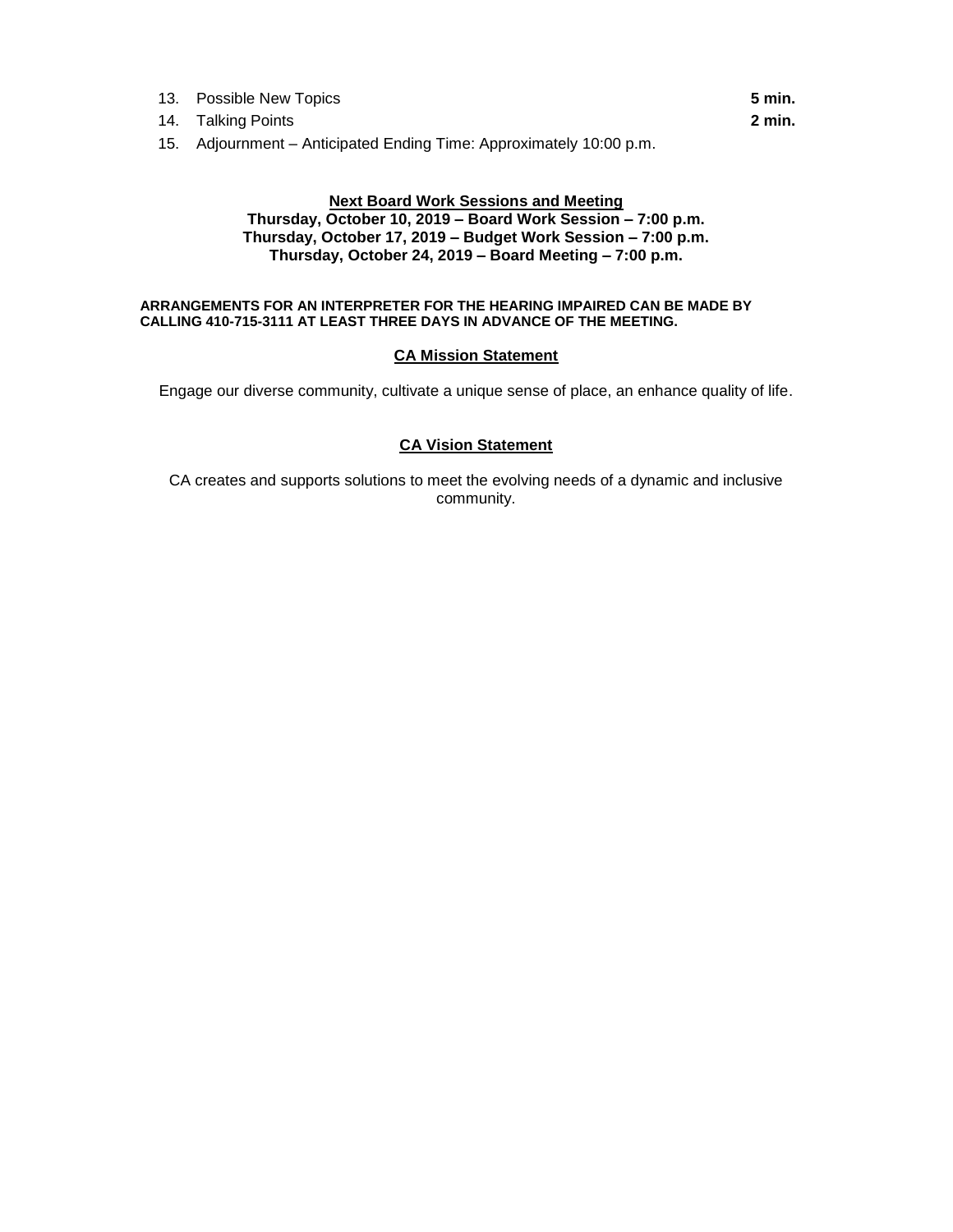13. Possible New Topics **5 min.**
14. Talking Points **2 min.**
15. Adjournment – Anticipated Ending Time: Approximately 10:00 p.m.

**Next Board Work Sessions and Meeting**

**Thursday, October 10, 2019 – Board Work Session – 7:00 p.m.**
**Thursday, October 17, 2019 – Budget Work Session – 7:00 p.m.**
**Thursday, October 24, 2019 – Board Meeting – 7:00 p.m.**

**ARRANGEMENTS FOR AN INTERPRETER FOR THE HEARING IMPAIRED CAN BE MADE BY CALLING 410-715-3111 AT LEAST THREE DAYS IN ADVANCE OF THE MEETING.**

**CA Mission Statement**

Engage our diverse community, cultivate a unique sense of place, an enhance quality of life.

**CA Vision Statement**

CA creates and supports solutions to meet the evolving needs of a dynamic and inclusive community.